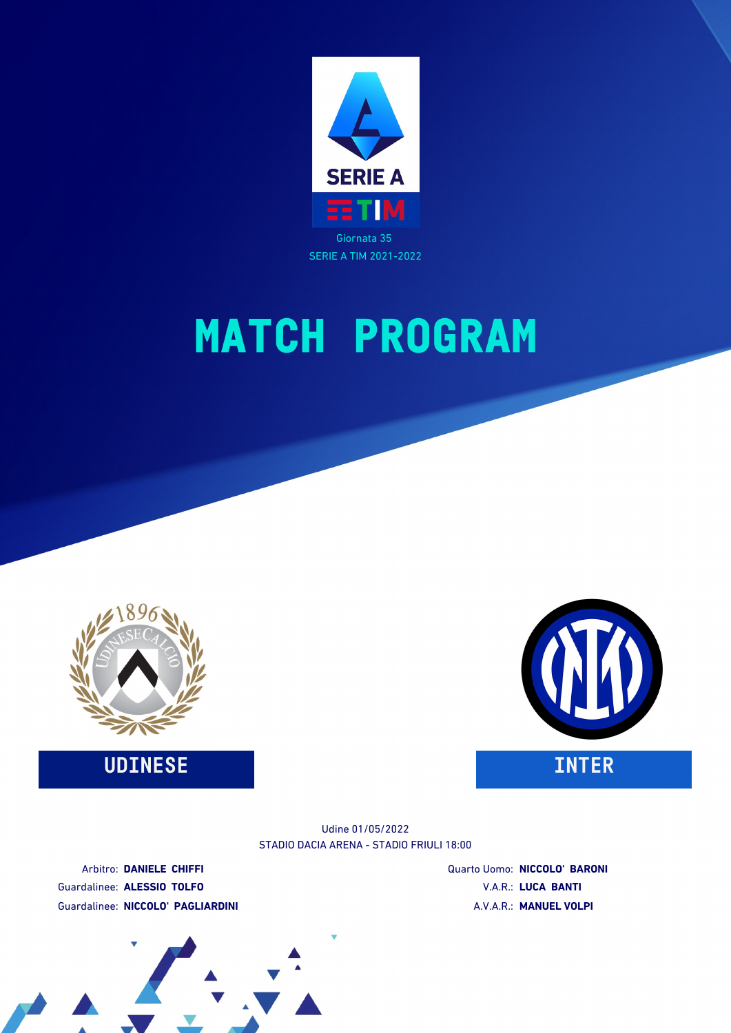Giornata 35

SERIE A TIM 2021-2022

# MATCH PROGRAM

**UDINESE**

**INTER**

Udine 01/05/2022

STADIO DACIA ARENA - STADIO FRIULI 18:00

Arbitro: **DANIELE CHIFFI**

Guardalinee: **ALESSIO TOLFO**

Guardalinee: **NICCOLO' PAGLIARDINI**

Quarto Uomo: **NICCOLO' BARONI**

V.A.R.: **LUCA BANTI**

A.V.A.R.: **MANUEL VOLPI**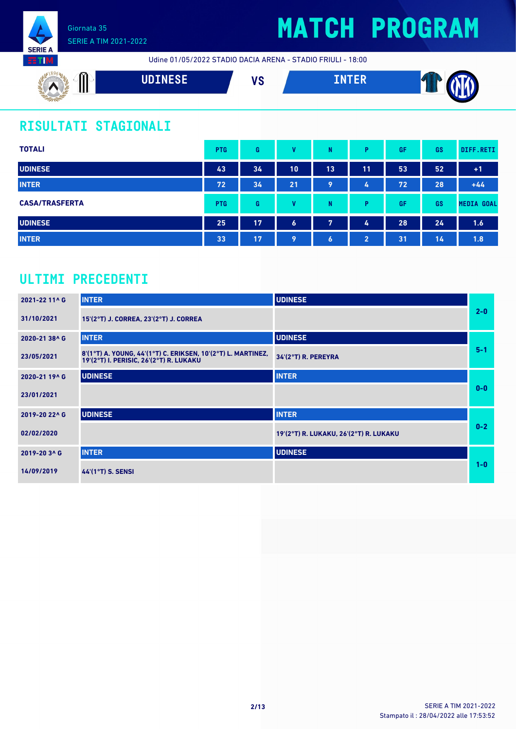Giornata 35
SERIE A TIM 2021-2022

# MATCH PROGRAM

Udine 01/05/2022 STADIO DACIA ARENA - STADIO FRIULI - 18:00

**UDINESE** VS **INTER**

## RISULTATI STAGIONALI

| TOTALI | PTG | G | V | N | P | GF | GS | DIFF.RETI |
|---|---|---|---|---|---|---|---|---|
| UDINESE | 43 | 34 | 10 | 13 | 11 | 53 | 52 | +1 |
| INTER | 72 | 34 | 21 | 9 | 4 | 72 | 28 | +44 |

| CASA/TRASFERTA | PTG | G | V | N | P | GF | GS | MEDIA GOAL |
|---|---|---|---|---|---|---|---|---|
| UDINESE | 25 | 17 | 6 | 7 | 4 | 28 | 24 | 1.6 |
| INTER | 33 | 17 | 9 | 6 | 2 | 31 | 14 | 1.8 |

## ULTIMI PRECEDENTI

| Stagione / Data | Casa | Trasferta | Risultato |
|---|---|---|---|
| 2021-22 11^ G | INTER | UDINESE | 2-0 |
| 31/10/2021 | 15'(2°T) J. CORREA, 23'(2°T) J. CORREA | | |
| 2020-21 38^ G | INTER | UDINESE | 5-1 |
| 23/05/2021 | 8'(1°T) A. YOUNG, 44'(1°T) C. ERIKSEN, 10'(2°T) L. MARTINEZ, 19'(2°T) I. PERISIC, 26'(2°T) R. LUKAKU | 34'(2°T) R. PEREYRA | |
| 2020-21 19^ G | UDINESE | INTER | 0-0 |
| 23/01/2021 | | | |
| 2019-20 22^ G | UDINESE | INTER | 0-2 |
| 02/02/2020 | | 19'(2°T) R. LUKAKU, 26'(2°T) R. LUKAKU | |
| 2019-20 3^ G | INTER | UDINESE | 1-0 |
| 14/09/2019 | 44'(1°T) S. SENSI | | |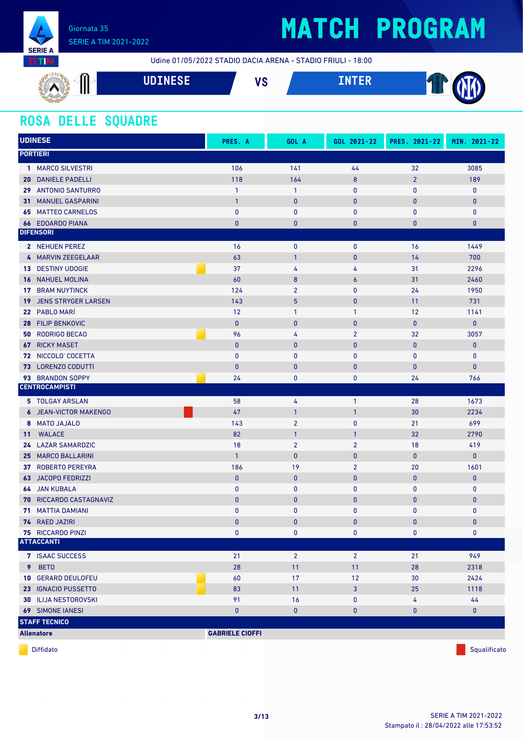Giornata 35

SERIE A TIM 2021-2022

# MATCH PROGRAM

Udine 01/05/2022 STADIO DACIA ARENA - STADIO FRIULI - 18:00

**UDINESE** VS **INTER**

## ROSA DELLE SQUADRE

| UDINESE | PRES. A | GOL A | GOL 2021-22 | PRES. 2021-22 | MIN. 2021-22 |
|---|---|---|---|---|---|
| **PORTIERI** | | | | | |
| 1 MARCO SILVESTRI | 106 | 141 | 44 | 32 | 3085 |
| 20 DANIELE PADELLI | 118 | 164 | 8 | 2 | 189 |
| 29 ANTONIO SANTURRO | 1 | 1 | 0 | 0 | 0 |
| 31 MANUEL GASPARINI | 1 | 0 | 0 | 0 | 0 |
| 65 MATTEO CARNELOS | 0 | 0 | 0 | 0 | 0 |
| 66 EDOARDO PIANA | 0 | 0 | 0 | 0 | 0 |
| **DIFENSORI** | | | | | |
| 2 NEHUEN PEREZ | 16 | 0 | 0 | 16 | 1449 |
| 4 MARVIN ZEEGELAAR | 63 | 1 | 0 | 14 | 700 |
| 13 DESTINY UDOGIE (Diffidato) | 37 | 4 | 4 | 31 | 2296 |
| 16 NAHUEL MOLINA | 60 | 8 | 6 | 31 | 2460 |
| 17 BRAM NUYTINCK | 124 | 2 | 0 | 24 | 1950 |
| 19 JENS STRYGER LARSEN | 143 | 5 | 0 | 11 | 731 |
| 22 PABLO MARÍ | 12 | 1 | 1 | 12 | 1141 |
| 28 FILIP BENKOVIC | 0 | 0 | 0 | 0 | 0 |
| 50 RODRIGO BECAO (Diffidato) | 96 | 4 | 2 | 32 | 3057 |
| 67 RICKY MASET | 0 | 0 | 0 | 0 | 0 |
| 72 NICCOLO' COCETTA | 0 | 0 | 0 | 0 | 0 |
| 73 LORENZO CODUTTI | 0 | 0 | 0 | 0 | 0 |
| 93 BRANDON SOPPY (Diffidato) | 24 | 0 | 0 | 24 | 766 |
| **CENTROCAMPISTI** | | | | | |
| 5 TOLGAY ARSLAN | 58 | 4 | 1 | 28 | 1673 |
| 6 JEAN-VICTOR MAKENGO (Squalificato) | 47 | 1 | 1 | 30 | 2234 |
| 8 MATO JAJALO | 143 | 2 | 0 | 21 | 699 |
| 11 WALACE | 82 | 1 | 1 | 32 | 2790 |
| 24 LAZAR SAMARDZIC | 18 | 2 | 2 | 18 | 419 |
| 25 MARCO BALLARINI | 1 | 0 | 0 | 0 | 0 |
| 37 ROBERTO PEREYRA | 186 | 19 | 2 | 20 | 1601 |
| 63 JACOPO FEDRIZZI | 0 | 0 | 0 | 0 | 0 |
| 64 JAN KUBALA | 0 | 0 | 0 | 0 | 0 |
| 70 RICCARDO CASTAGNAVIZ | 0 | 0 | 0 | 0 | 0 |
| 71 MATTIA DAMIANI | 0 | 0 | 0 | 0 | 0 |
| 74 RAED JAZIRI | 0 | 0 | 0 | 0 | 0 |
| 75 RICCARDO PINZI | 0 | 0 | 0 | 0 | 0 |
| **ATTACCANTI** | | | | | |
| 7 ISAAC SUCCESS | 21 | 2 | 2 | 21 | 949 |
| 9 BETO | 28 | 11 | 11 | 28 | 2318 |
| 10 GERARD DEULOFEU (Diffidato) | 60 | 17 | 12 | 30 | 2424 |
| 23 IGNACIO PUSSETTO (Diffidato) | 83 | 11 | 3 | 25 | 1118 |
| 30 ILIJA NESTOROVSKI | 91 | 16 | 0 | 4 | 44 |
| 69 SIMONE IANESI | 0 | 0 | 0 | 0 | 0 |
| **STAFF TECNICO** | | | | | |
| Allenatore | GABRIELE CIOFFI | | | | |

Diffidato — Squalificato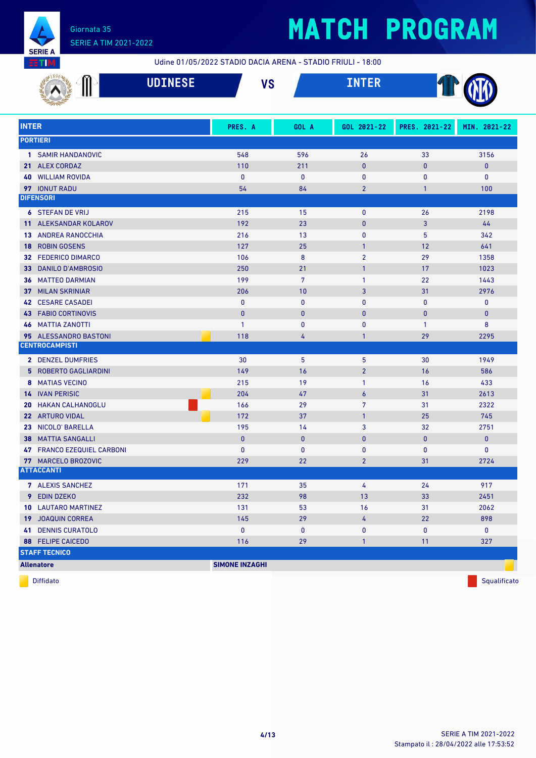# MATCH PROGRAM

Giornata 35
SERIE A TIM 2021-2022

Udine 01/05/2022 STADIO DACIA ARENA - STADIO FRIULI - 18:00

## UDINESE VS INTER

| INTER | PRES. A | GOL A | GOL 2021-22 | PRES. 2021-22 | MIN. 2021-22 |
|---|---|---|---|---|---|
| **PORTIERI** | | | | | |
| 1 SAMIR HANDANOVIC | 548 | 596 | 26 | 33 | 3156 |
| 21 ALEX CORDAZ | 110 | 211 | 0 | 0 | 0 |
| 40 WILLIAM ROVIDA | 0 | 0 | 0 | 0 | 0 |
| 97 IONUT RADU | 54 | 84 | 2 | 1 | 100 |
| **DIFENSORI** | | | | | |
| 6 STEFAN DE VRIJ | 215 | 15 | 0 | 26 | 2198 |
| 11 ALEKSANDAR KOLAROV | 192 | 23 | 0 | 3 | 44 |
| 13 ANDREA RANOCCHIA | 216 | 13 | 0 | 5 | 342 |
| 18 ROBIN GOSENS | 127 | 25 | 1 | 12 | 641 |
| 32 FEDERICO DIMARCO | 106 | 8 | 2 | 29 | 1358 |
| 33 DANILO D'AMBROSIO | 250 | 21 | 1 | 17 | 1023 |
| 36 MATTEO DARMIAN | 199 | 7 | 1 | 22 | 1443 |
| 37 MILAN SKRINIAR | 206 | 10 | 3 | 31 | 2976 |
| 42 CESARE CASADEI | 0 | 0 | 0 | 0 | 0 |
| 43 FABIO CORTINOVIS | 0 | 0 | 0 | 0 | 0 |
| 46 MATTIA ZANOTTI | 1 | 0 | 0 | 1 | 8 |
| 95 ALESSANDRO BASTONI (Diffidato) | 118 | 4 | 1 | 29 | 2295 |
| **CENTROCAMPISTI** | | | | | |
| 2 DENZEL DUMFRIES | 30 | 5 | 5 | 30 | 1949 |
| 5 ROBERTO GAGLIARDINI | 149 | 16 | 2 | 16 | 586 |
| 8 MATIAS VECINO | 215 | 19 | 1 | 16 | 433 |
| 14 IVAN PERISIC (Diffidato) | 204 | 47 | 6 | 31 | 2613 |
| 20 HAKAN CALHANOGLU (Squalificato) | 166 | 29 | 7 | 31 | 2322 |
| 22 ARTURO VIDAL (Diffidato) | 172 | 37 | 1 | 25 | 745 |
| 23 NICOLO' BARELLA | 195 | 14 | 3 | 32 | 2751 |
| 38 MATTIA SANGALLI | 0 | 0 | 0 | 0 | 0 |
| 47 FRANCO EZEQUIEL CARBONI | 0 | 0 | 0 | 0 | 0 |
| 77 MARCELO BROZOVIC | 229 | 22 | 2 | 31 | 2724 |
| **ATTACCANTI** | | | | | |
| 7 ALEXIS SANCHEZ | 171 | 35 | 4 | 24 | 917 |
| 9 EDIN DZEKO | 232 | 98 | 13 | 33 | 2451 |
| 10 LAUTARO MARTINEZ | 131 | 53 | 16 | 31 | 2062 |
| 19 JOAQUIN CORREA | 145 | 29 | 4 | 22 | 898 |
| 41 DENNIS CURATOLO | 0 | 0 | 0 | 0 | 0 |
| 88 FELIPE CAICEDO | 116 | 29 | 1 | 11 | 327 |
| **STAFF TECNICO** | | | | | |
| **Allenatore** | **SIMONE INZAGHI** (Diffidato) | | | | |

Diffidato | Squalificato

SERIE A TIM 2021-2022
Stampato il : 28/04/2022 alle 17:53:52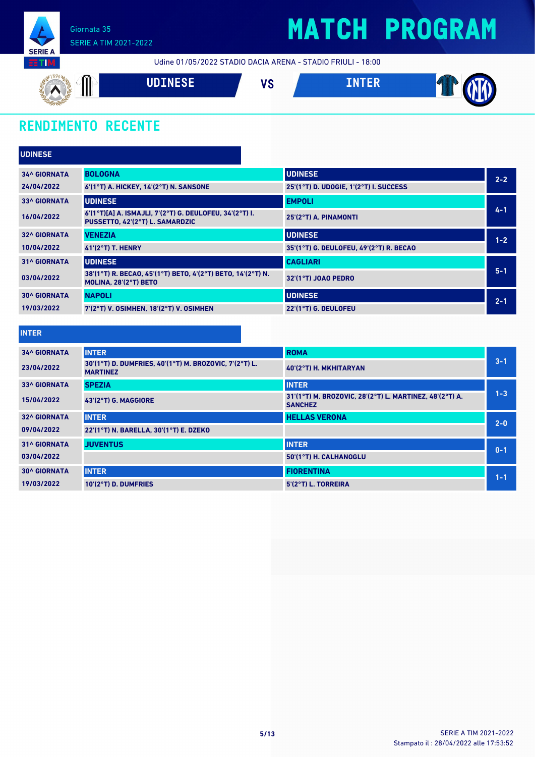Giornata 35

SERIE A TIM 2021-2022

# MATCH PROGRAM

Udine 01/05/2022 STADIO DACIA ARENA - STADIO FRIULI - 18:00

**UDINESE** VS **INTER**

## RENDIMENTO RECENTE

### UDINESE

| Giornata | Casa | Ospite | Risultato |
| --- | --- | --- | --- |
| 34^ GIORNATA 24/04/2022 | **BOLOGNA** 6'(1°T) A. HICKEY, 14'(2°T) N. SANSONE | **UDINESE** 25'(1°T) D. UDOGIE, 1'(2°T) I. SUCCESS | 2-2 |
| 33^ GIORNATA 16/04/2022 | **UDINESE** 6'(1°T)[A] A. ISMAJLI, 7'(2°T) G. DEULOFEU, 34'(2°T) I. PUSSETTO, 42'(2°T) L. SAMARDZIC | **EMPOLI** 25'(2°T) A. PINAMONTI | 4-1 |
| 32^ GIORNATA 10/04/2022 | **VENEZIA** 41'(2°T) T. HENRY | **UDINESE** 35'(1°T) G. DEULOFEU, 49'(2°T) R. BECAO | 1-2 |
| 31^ GIORNATA 03/04/2022 | **UDINESE** 38'(1°T) R. BECAO, 45'(1°T) BETO, 4'(2°T) BETO, 14'(2°T) N. MOLINA, 28'(2°T) BETO | **CAGLIARI** 32'(1°T) JOAO PEDRO | 5-1 |
| 30^ GIORNATA 19/03/2022 | **NAPOLI** 7'(2°T) V. OSIMHEN, 18'(2°T) V. OSIMHEN | **UDINESE** 22'(1°T) G. DEULOFEU | 2-1 |

### INTER

| Giornata | Casa | Ospite | Risultato |
| --- | --- | --- | --- |
| 34^ GIORNATA 23/04/2022 | **INTER** 30'(1°T) D. DUMFRIES, 40'(1°T) M. BROZOVIC, 7'(2°T) L. MARTINEZ | **ROMA** 40'(2°T) H. MKHITARYAN | 3-1 |
| 33^ GIORNATA 15/04/2022 | **SPEZIA** 43'(2°T) G. MAGGIORE | **INTER** 31'(1°T) M. BROZOVIC, 28'(2°T) L. MARTINEZ, 48'(2°T) A. SANCHEZ | 1-3 |
| 32^ GIORNATA 09/04/2022 | **INTER** 22'(1°T) N. BARELLA, 30'(1°T) E. DZEKO | **HELLAS VERONA** | 2-0 |
| 31^ GIORNATA 03/04/2022 | **JUVENTUS** | **INTER** 50'(1°T) H. CALHANOGLU | 0-1 |
| 30^ GIORNATA 19/03/2022 | **INTER** 10'(2°T) D. DUMFRIES | **FIORENTINA** 5'(2°T) L. TORREIRA | 1-1 |

SERIE A TIM 2021-2022

Stampato il : 28/04/2022 alle 17:53:52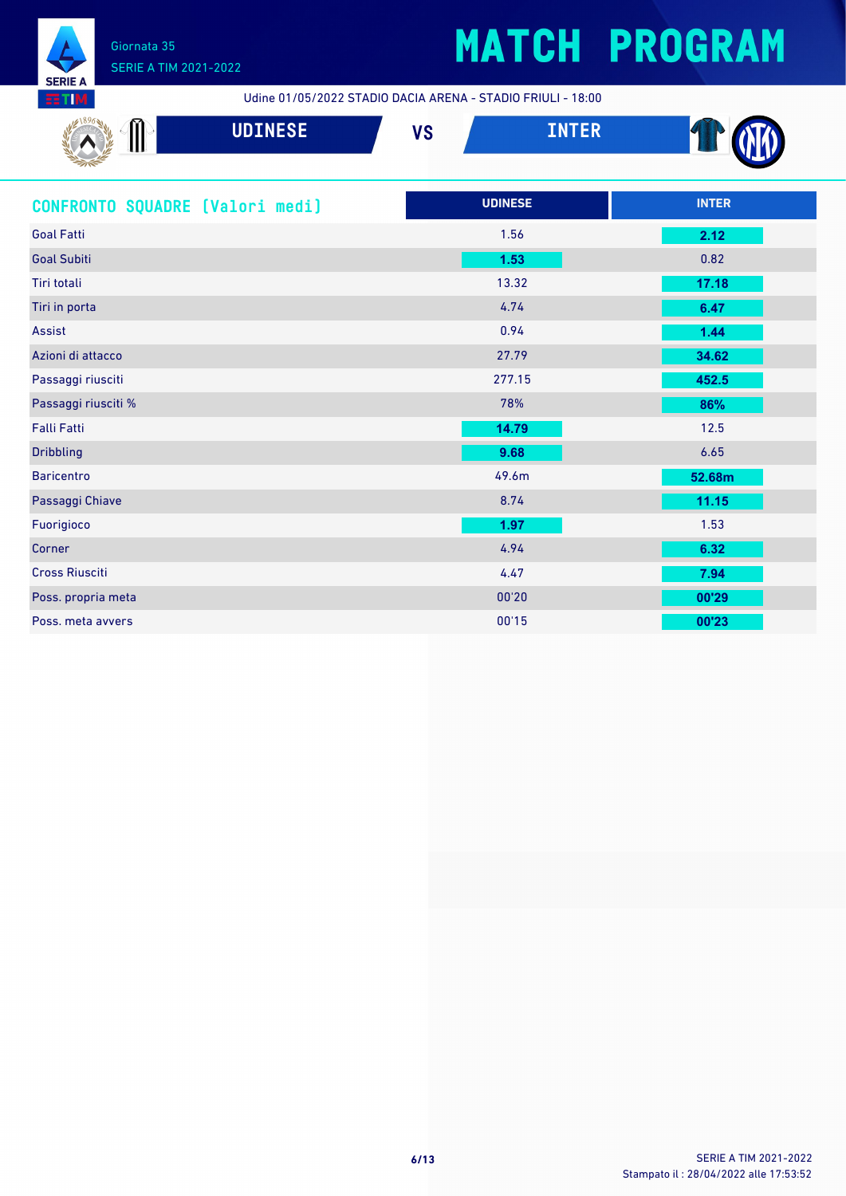# MATCH PROGRAM

Giornata 35
SERIE A TIM 2021-2022

Udine 01/05/2022 STADIO DACIA ARENA - STADIO FRIULI - 18:00

**UDINESE** VS **INTER**

## CONFRONTO SQUADRE [Valori medi]

| | UDINESE | INTER |
|---|---|---|
| Goal Fatti | 1.56 | **2.12** |
| Goal Subiti | **1.53** | 0.82 |
| Tiri totali | 13.32 | **17.18** |
| Tiri in porta | 4.74 | **6.47** |
| Assist | 0.94 | **1.44** |
| Azioni di attacco | 27.79 | **34.62** |
| Passaggi riusciti | 277.15 | **452.5** |
| Passaggi riusciti % | 78% | **86%** |
| Falli Fatti | **14.79** | 12.5 |
| Dribbling | **9.68** | 6.65 |
| Baricentro | 49.6m | **52.68m** |
| Passaggi Chiave | 8.74 | **11.15** |
| Fuorigioco | **1.97** | 1.53 |
| Corner | 4.94 | **6.32** |
| Cross Riusciti | 4.47 | **7.94** |
| Poss. propria meta | 00'20 | **00'29** |
| Poss. meta avvers | 00'15 | **00'23** |

SERIE A TIM 2021-2022
Stampato il : 28/04/2022 alle 17:53:52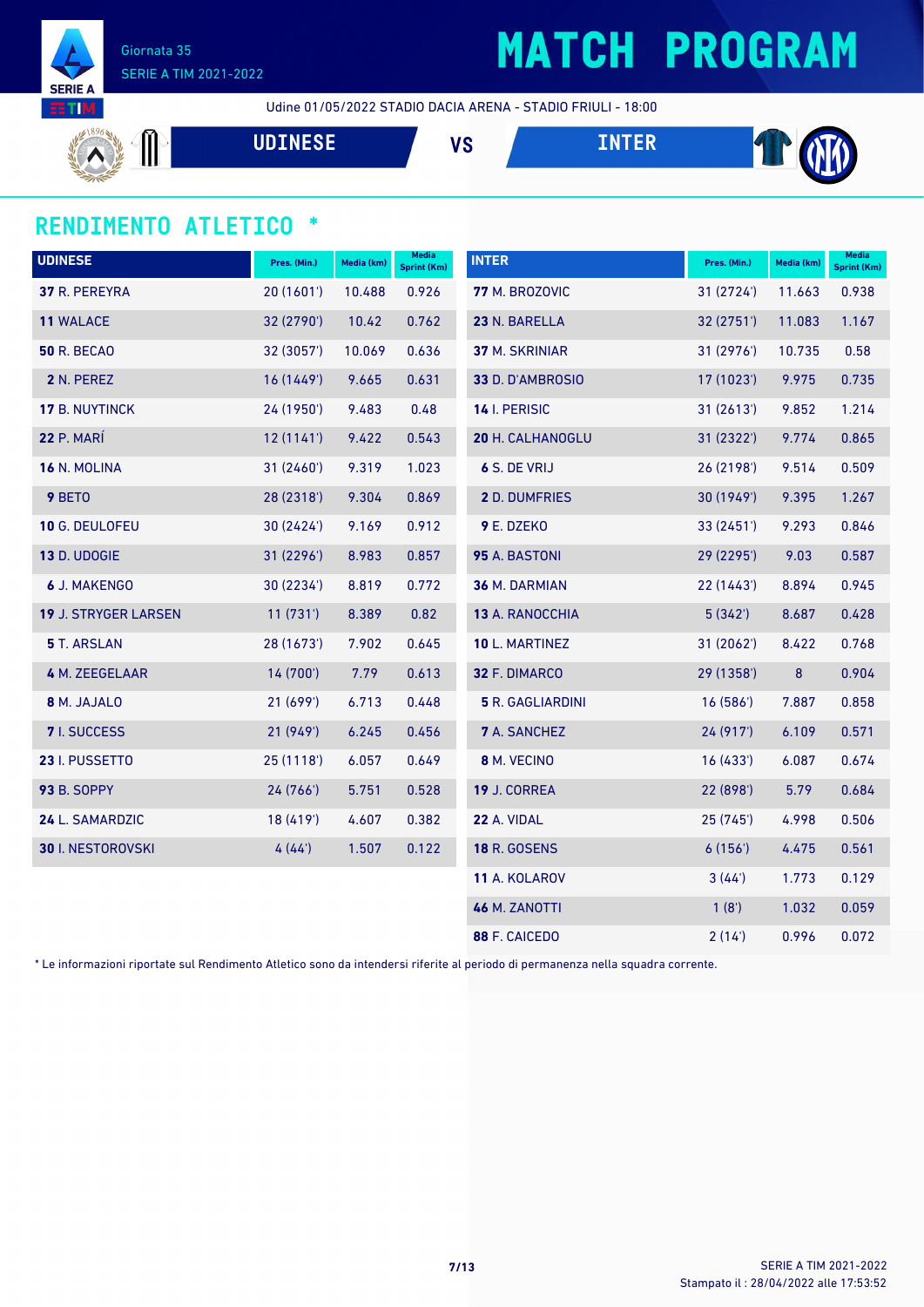Giornata 35
SERIE A TIM 2021-2022

# MATCH PROGRAM

Udine 01/05/2022 STADIO DACIA ARENA - STADIO FRIULI - 18:00

**UDINESE** VS **INTER**

## RENDIMENTO ATLETICO *

| UDINESE | Pres. (Min.) | Media (km) | Media Sprint (Km) |
|---|---|---|---|
| **37** R. PEREYRA | 20 (1601') | 10.488 | 0.926 |
| **11** WALACE | 32 (2790') | 10.42 | 0.762 |
| **50** R. BECAO | 32 (3057') | 10.069 | 0.636 |
| **2** N. PEREZ | 16 (1449') | 9.665 | 0.631 |
| **17** B. NUYTINCK | 24 (1950') | 9.483 | 0.48 |
| **22** P. MARÍ | 12 (1141') | 9.422 | 0.543 |
| **16** N. MOLINA | 31 (2460') | 9.319 | 1.023 |
| **9** BETO | 28 (2318') | 9.304 | 0.869 |
| **10** G. DEULOFEU | 30 (2424') | 9.169 | 0.912 |
| **13** D. UDOGIE | 31 (2296') | 8.983 | 0.857 |
| **6** J. MAKENGO | 30 (2234') | 8.819 | 0.772 |
| **19** J. STRYGER LARSEN | 11 (731') | 8.389 | 0.82 |
| **5** T. ARSLAN | 28 (1673') | 7.902 | 0.645 |
| **4** M. ZEEGELAAR | 14 (700') | 7.79 | 0.613 |
| **8** M. JAJALO | 21 (699') | 6.713 | 0.448 |
| **7** I. SUCCESS | 21 (949') | 6.245 | 0.456 |
| **23** I. PUSSETTO | 25 (1118') | 6.057 | 0.649 |
| **93** B. SOPPY | 24 (766') | 5.751 | 0.528 |
| **24** L. SAMARDZIC | 18 (419') | 4.607 | 0.382 |
| **30** I. NESTOROVSKI | 4 (44') | 1.507 | 0.122 |

| INTER | Pres. (Min.) | Media (km) | Media Sprint (Km) |
|---|---|---|---|
| **77** M. BROZOVIC | 31 (2724') | 11.663 | 0.938 |
| **23** N. BARELLA | 32 (2751') | 11.083 | 1.167 |
| **37** M. SKRINIAR | 31 (2976') | 10.735 | 0.58 |
| **33** D. D'AMBROSIO | 17 (1023') | 9.975 | 0.735 |
| **14** I. PERISIC | 31 (2613') | 9.852 | 1.214 |
| **20** H. CALHANOGLU | 31 (2322') | 9.774 | 0.865 |
| **6** S. DE VRIJ | 26 (2198') | 9.514 | 0.509 |
| **2** D. DUMFRIES | 30 (1949') | 9.395 | 1.267 |
| **9** E. DZEKO | 33 (2451') | 9.293 | 0.846 |
| **95** A. BASTONI | 29 (2295') | 9.03 | 0.587 |
| **36** M. DARMIAN | 22 (1443') | 8.894 | 0.945 |
| **13** A. RANOCCHIA | 5 (342') | 8.687 | 0.428 |
| **10** L. MARTINEZ | 31 (2062') | 8.422 | 0.768 |
| **32** F. DIMARCO | 29 (1358') | 8 | 0.904 |
| **5** R. GAGLIARDINI | 16 (586') | 7.887 | 0.858 |
| **7** A. SANCHEZ | 24 (917') | 6.109 | 0.571 |
| **8** M. VECINO | 16 (433') | 6.087 | 0.674 |
| **19** J. CORREA | 22 (898') | 5.79 | 0.684 |
| **22** A. VIDAL | 25 (745') | 4.998 | 0.506 |
| **18** R. GOSENS | 6 (156') | 4.475 | 0.561 |
| **11** A. KOLAROV | 3 (44') | 1.773 | 0.129 |
| **46** M. ZANOTTI | 1 (8') | 1.032 | 0.059 |
| **88** F. CAICEDO | 2 (14') | 0.996 | 0.072 |

* Le informazioni riportate sul Rendimento Atletico sono da intendersi riferite al periodo di permanenza nella squadra corrente.

SERIE A TIM 2021-2022
Stampato il : 28/04/2022 alle 17:53:52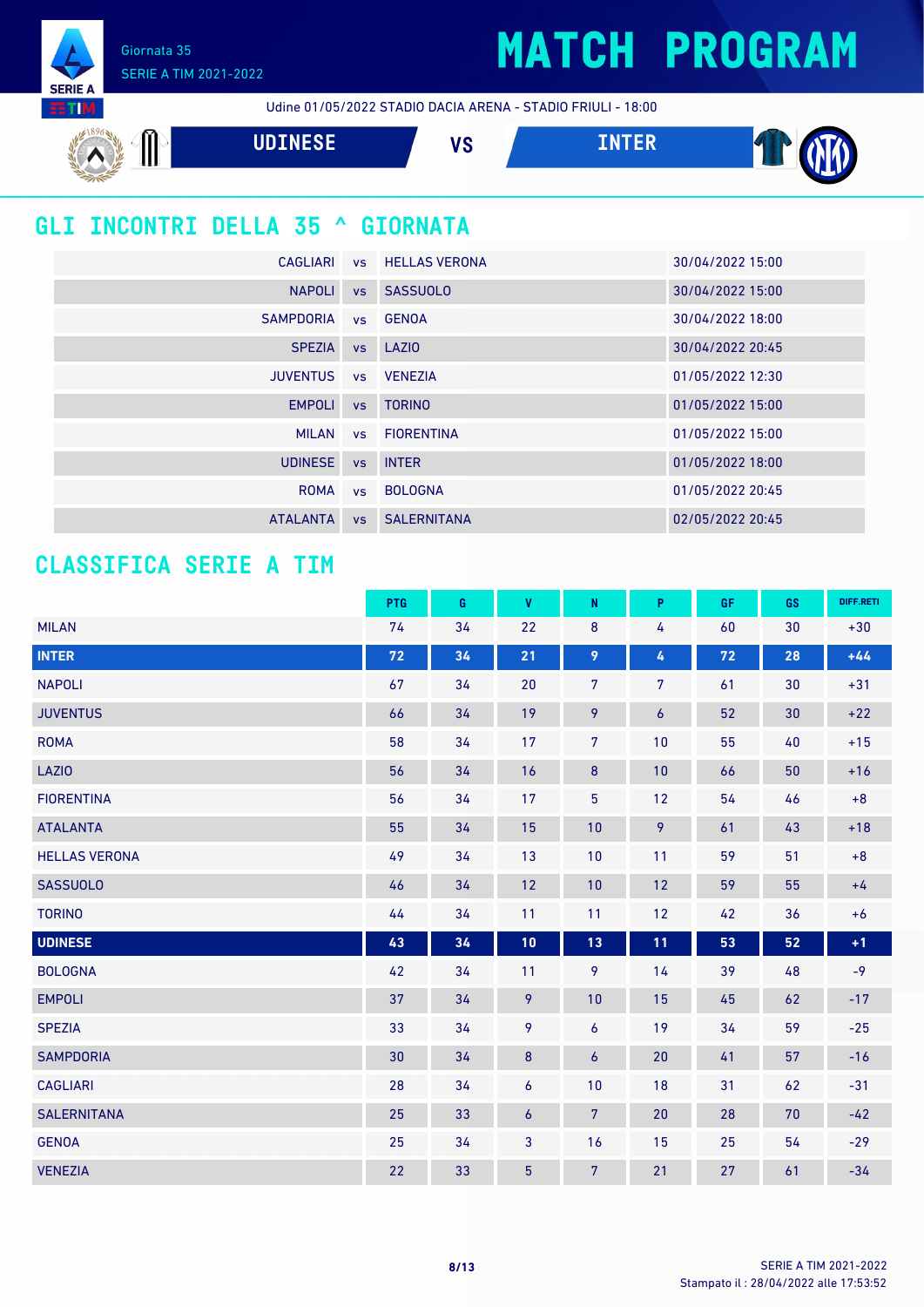Giornata 35
SERIE A TIM 2021-2022

# MATCH PROGRAM

Udine 01/05/2022 STADIO DACIA ARENA - STADIO FRIULI - 18:00

**UDINESE** VS **INTER**

## GLI INCONTRI DELLA 35 ^ GIORNATA

| | | | |
|---|---|---|---|
| CAGLIARI | vs | HELLAS VERONA | 30/04/2022 15:00 |
| NAPOLI | vs | SASSUOLO | 30/04/2022 15:00 |
| SAMPDORIA | vs | GENOA | 30/04/2022 18:00 |
| SPEZIA | vs | LAZIO | 30/04/2022 20:45 |
| JUVENTUS | vs | VENEZIA | 01/05/2022 12:30 |
| EMPOLI | vs | TORINO | 01/05/2022 15:00 |
| MILAN | vs | FIORENTINA | 01/05/2022 15:00 |
| UDINESE | vs | INTER | 01/05/2022 18:00 |
| ROMA | vs | BOLOGNA | 01/05/2022 20:45 |
| ATALANTA | vs | SALERNITANA | 02/05/2022 20:45 |

## CLASSIFICA SERIE A TIM

| | PTG | G | V | N | P | GF | GS | DIFF.RETI |
|---|---|---|---|---|---|---|---|---|
| MILAN | 74 | 34 | 22 | 8 | 4 | 60 | 30 | +30 |
| **INTER** | **72** | **34** | **21** | **9** | **4** | **72** | **28** | **+44** |
| NAPOLI | 67 | 34 | 20 | 7 | 7 | 61 | 30 | +31 |
| JUVENTUS | 66 | 34 | 19 | 9 | 6 | 52 | 30 | +22 |
| ROMA | 58 | 34 | 17 | 7 | 10 | 55 | 40 | +15 |
| LAZIO | 56 | 34 | 16 | 8 | 10 | 66 | 50 | +16 |
| FIORENTINA | 56 | 34 | 17 | 5 | 12 | 54 | 46 | +8 |
| ATALANTA | 55 | 34 | 15 | 10 | 9 | 61 | 43 | +18 |
| HELLAS VERONA | 49 | 34 | 13 | 10 | 11 | 59 | 51 | +8 |
| SASSUOLO | 46 | 34 | 12 | 10 | 12 | 59 | 55 | +4 |
| TORINO | 44 | 34 | 11 | 11 | 12 | 42 | 36 | +6 |
| **UDINESE** | **43** | **34** | **10** | **13** | **11** | **53** | **52** | **+1** |
| BOLOGNA | 42 | 34 | 11 | 9 | 14 | 39 | 48 | -9 |
| EMPOLI | 37 | 34 | 9 | 10 | 15 | 45 | 62 | -17 |
| SPEZIA | 33 | 34 | 9 | 6 | 19 | 34 | 59 | -25 |
| SAMPDORIA | 30 | 34 | 8 | 6 | 20 | 41 | 57 | -16 |
| CAGLIARI | 28 | 34 | 6 | 10 | 18 | 31 | 62 | -31 |
| SALERNITANA | 25 | 33 | 6 | 7 | 20 | 28 | 70 | -42 |
| GENOA | 25 | 34 | 3 | 16 | 15 | 25 | 54 | -29 |
| VENEZIA | 22 | 33 | 5 | 7 | 21 | 27 | 61 | -34 |

SERIE A TIM 2021-2022
Stampato il : 28/04/2022 alle 17:53:52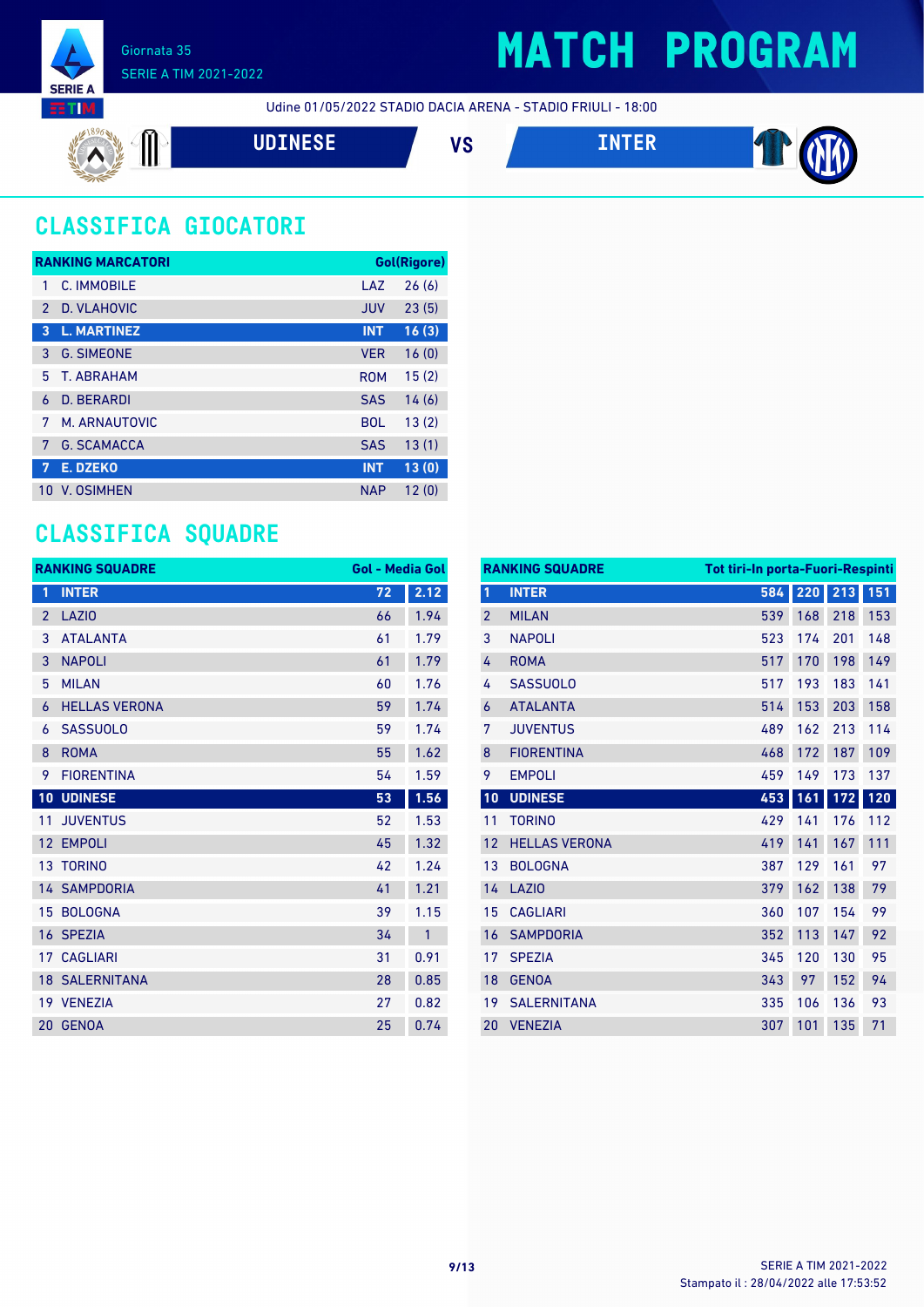# MATCH PROGRAM

Giornata 35
SERIE A TIM 2021-2022

Udine 01/05/2022 STADIO DACIA ARENA - STADIO FRIULI - 18:00

**UDINESE** VS **INTER**

## CLASSIFICA GIOCATORI

| RANKING MARCATORI | | | Gol(Rigore) |
|---|---|---|---|
| 1 | C. IMMOBILE | LAZ | 26 (6) |
| 2 | D. VLAHOVIC | JUV | 23 (5) |
| **3** | **L. MARTINEZ** | **INT** | **16 (3)** |
| 3 | G. SIMEONE | VER | 16 (0) |
| 5 | T. ABRAHAM | ROM | 15 (2) |
| 6 | D. BERARDI | SAS | 14 (6) |
| 7 | M. ARNAUTOVIC | BOL | 13 (2) |
| 7 | G. SCAMACCA | SAS | 13 (1) |
| **7** | **E. DZEKO** | **INT** | **13 (0)** |
| 10 | V. OSIMHEN | NAP | 12 (0) |

## CLASSIFICA SQUADRE

| RANKING SQUADRE | | Gol | Media Gol |
|---|---|---|---|
| **1** | **INTER** | **72** | **2.12** |
| 2 | LAZIO | 66 | 1.94 |
| 3 | ATALANTA | 61 | 1.79 |
| 3 | NAPOLI | 61 | 1.79 |
| 5 | MILAN | 60 | 1.76 |
| 6 | HELLAS VERONA | 59 | 1.74 |
| 6 | SASSUOLO | 59 | 1.74 |
| 8 | ROMA | 55 | 1.62 |
| 9 | FIORENTINA | 54 | 1.59 |
| **10** | **UDINESE** | **53** | **1.56** |
| 11 | JUVENTUS | 52 | 1.53 |
| 12 | EMPOLI | 45 | 1.32 |
| 13 | TORINO | 42 | 1.24 |
| 14 | SAMPDORIA | 41 | 1.21 |
| 15 | BOLOGNA | 39 | 1.15 |
| 16 | SPEZIA | 34 | 1 |
| 17 | CAGLIARI | 31 | 0.91 |
| 18 | SALERNITANA | 28 | 0.85 |
| 19 | VENEZIA | 27 | 0.82 |
| 20 | GENOA | 25 | 0.74 |

| RANKING SQUADRE | | Tot tiri | In porta | Fuori | Respinti |
|---|---|---|---|---|---|
| **1** | **INTER** | **584** | **220** | **213** | **151** |
| 2 | MILAN | 539 | 168 | 218 | 153 |
| 3 | NAPOLI | 523 | 174 | 201 | 148 |
| 4 | ROMA | 517 | 170 | 198 | 149 |
| 4 | SASSUOLO | 517 | 193 | 183 | 141 |
| 6 | ATALANTA | 514 | 153 | 203 | 158 |
| 7 | JUVENTUS | 489 | 162 | 213 | 114 |
| 8 | FIORENTINA | 468 | 172 | 187 | 109 |
| 9 | EMPOLI | 459 | 149 | 173 | 137 |
| **10** | **UDINESE** | **453** | **161** | **172** | **120** |
| 11 | TORINO | 429 | 141 | 176 | 112 |
| 12 | HELLAS VERONA | 419 | 141 | 167 | 111 |
| 13 | BOLOGNA | 387 | 129 | 161 | 97 |
| 14 | LAZIO | 379 | 162 | 138 | 79 |
| 15 | CAGLIARI | 360 | 107 | 154 | 99 |
| 16 | SAMPDORIA | 352 | 113 | 147 | 92 |
| 17 | SPEZIA | 345 | 120 | 130 | 95 |
| 18 | GENOA | 343 | 97 | 152 | 94 |
| 19 | SALERNITANA | 335 | 106 | 136 | 93 |
| 20 | VENEZIA | 307 | 101 | 135 | 71 |

Stampato il : 28/04/2022 alle 17:53:52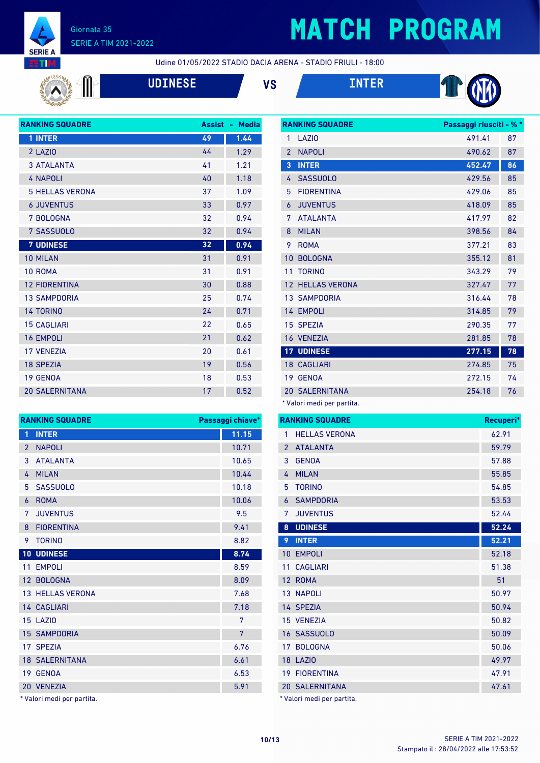# MATCH PROGRAM

Giornata 35
SERIE A TIM 2021-2022

Udine 01/05/2022 STADIO DACIA ARENA - STADIO FRIULI - 18:00

**UDINESE** VS **INTER**

| RANKING SQUADRE | Assist | Media |
|---|---|---|
| 1 INTER | 49 | 1.44 |
| 2 LAZIO | 44 | 1.29 |
| 3 ATALANTA | 41 | 1.21 |
| 4 NAPOLI | 40 | 1.18 |
| 5 HELLAS VERONA | 37 | 1.09 |
| 6 JUVENTUS | 33 | 0.97 |
| 7 BOLOGNA | 32 | 0.94 |
| 7 SASSUOLO | 32 | 0.94 |
| 7 UDINESE | 32 | 0.94 |
| 10 MILAN | 31 | 0.91 |
| 10 ROMA | 31 | 0.91 |
| 12 FIORENTINA | 30 | 0.88 |
| 13 SAMPDORIA | 25 | 0.74 |
| 14 TORINO | 24 | 0.71 |
| 15 CAGLIARI | 22 | 0.65 |
| 16 EMPOLI | 21 | 0.62 |
| 17 VENEZIA | 20 | 0.61 |
| 18 SPEZIA | 19 | 0.56 |
| 19 GENOA | 18 | 0.53 |
| 20 SALERNITANA | 17 | 0.52 |

| RANKING SQUADRE | Passaggi riusciti | % * |
|---|---|---|
| 1 LAZIO | 491.41 | 87 |
| 2 NAPOLI | 490.62 | 87 |
| 3 INTER | 452.47 | 86 |
| 4 SASSUOLO | 429.56 | 85 |
| 5 FIORENTINA | 429.06 | 85 |
| 6 JUVENTUS | 418.09 | 85 |
| 7 ATALANTA | 417.97 | 82 |
| 8 MILAN | 398.56 | 84 |
| 9 ROMA | 377.21 | 83 |
| 10 BOLOGNA | 355.12 | 81 |
| 11 TORINO | 343.29 | 79 |
| 12 HELLAS VERONA | 327.47 | 77 |
| 13 SAMPDORIA | 316.44 | 78 |
| 14 EMPOLI | 314.85 | 79 |
| 15 SPEZIA | 290.35 | 77 |
| 16 VENEZIA | 281.85 | 78 |
| 17 UDINESE | 277.15 | 78 |
| 18 CAGLIARI | 274.85 | 75 |
| 19 GENOA | 272.15 | 74 |
| 20 SALERNITANA | 254.18 | 76 |

* Valori medi per partita.

| RANKING SQUADRE | Passaggi chiave* |
|---|---|
| 1 INTER | 11.15 |
| 2 NAPOLI | 10.71 |
| 3 ATALANTA | 10.65 |
| 4 MILAN | 10.44 |
| 5 SASSUOLO | 10.18 |
| 6 ROMA | 10.06 |
| 7 JUVENTUS | 9.5 |
| 8 FIORENTINA | 9.41 |
| 9 TORINO | 8.82 |
| 10 UDINESE | 8.74 |
| 11 EMPOLI | 8.59 |
| 12 BOLOGNA | 8.09 |
| 13 HELLAS VERONA | 7.68 |
| 14 CAGLIARI | 7.18 |
| 15 LAZIO | 7 |
| 15 SAMPDORIA | 7 |
| 17 SPEZIA | 6.76 |
| 18 SALERNITANA | 6.61 |
| 19 GENOA | 6.53 |
| 20 VENEZIA | 5.91 |

* Valori medi per partita.

| RANKING SQUADRE | Recuperi* |
|---|---|
| 1 HELLAS VERONA | 62.91 |
| 2 ATALANTA | 59.79 |
| 3 GENOA | 57.88 |
| 4 MILAN | 55.85 |
| 5 TORINO | 54.85 |
| 6 SAMPDORIA | 53.53 |
| 7 JUVENTUS | 52.44 |
| 8 UDINESE | 52.24 |
| 9 INTER | 52.21 |
| 10 EMPOLI | 52.18 |
| 11 CAGLIARI | 51.38 |
| 12 ROMA | 51 |
| 13 NAPOLI | 50.97 |
| 14 SPEZIA | 50.94 |
| 15 VENEZIA | 50.82 |
| 16 SASSUOLO | 50.09 |
| 17 BOLOGNA | 50.06 |
| 18 LAZIO | 49.97 |
| 19 FIORENTINA | 47.91 |
| 20 SALERNITANA | 47.61 |

* Valori medi per partita.

SERIE A TIM 2021-2022
Stampato il : 28/04/2022 alle 17:53:52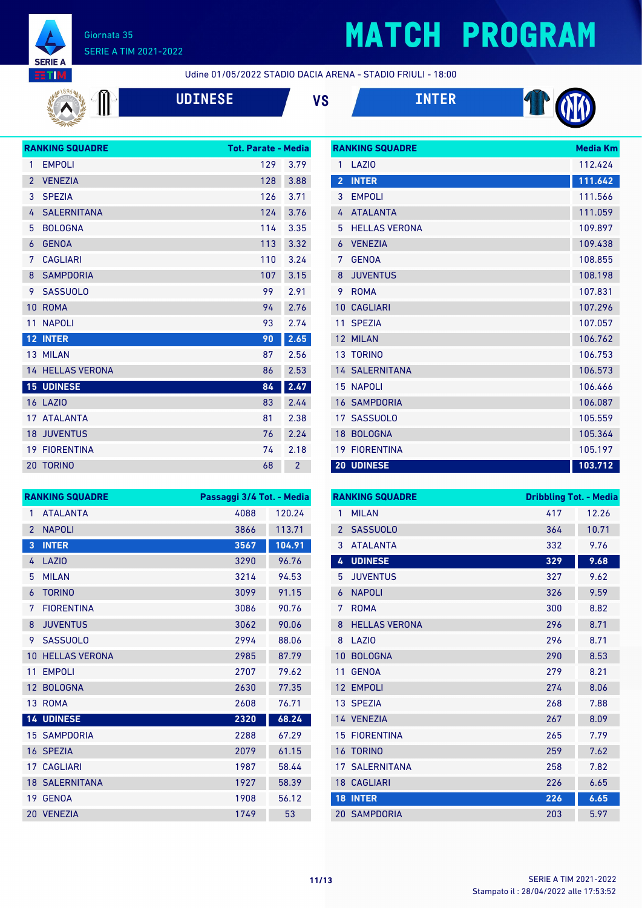# MATCH PROGRAM

Giornata 35
SERIE A TIM 2021-2022

Udine 01/05/2022 STADIO DACIA ARENA - STADIO FRIULI - 18:00

## UDINESE VS INTER

| RANKING SQUADRE | | Tot. Parate | Media |
|---|---|---|---|
| 1 | EMPOLI | 129 | 3.79 |
| 2 | VENEZIA | 128 | 3.88 |
| 3 | SPEZIA | 126 | 3.71 |
| 4 | SALERNITANA | 124 | 3.76 |
| 5 | BOLOGNA | 114 | 3.35 |
| 6 | GENOA | 113 | 3.32 |
| 7 | CAGLIARI | 110 | 3.24 |
| 8 | SAMPDORIA | 107 | 3.15 |
| 9 | SASSUOLO | 99 | 2.91 |
| 10 | ROMA | 94 | 2.76 |
| 11 | NAPOLI | 93 | 2.74 |
| 12 | INTER | 90 | 2.65 |
| 13 | MILAN | 87 | 2.56 |
| 14 | HELLAS VERONA | 86 | 2.53 |
| 15 | UDINESE | 84 | 2.47 |
| 16 | LAZIO | 83 | 2.44 |
| 17 | ATALANTA | 81 | 2.38 |
| 18 | JUVENTUS | 76 | 2.24 |
| 19 | FIORENTINA | 74 | 2.18 |
| 20 | TORINO | 68 | 2 |

| RANKING SQUADRE | | Media Km |
|---|---|---|
| 1 | LAZIO | 112.424 |
| 2 | INTER | 111.642 |
| 3 | EMPOLI | 111.566 |
| 4 | ATALANTA | 111.059 |
| 5 | HELLAS VERONA | 109.897 |
| 6 | VENEZIA | 109.438 |
| 7 | GENOA | 108.855 |
| 8 | JUVENTUS | 108.198 |
| 9 | ROMA | 107.831 |
| 10 | CAGLIARI | 107.296 |
| 11 | SPEZIA | 107.057 |
| 12 | MILAN | 106.762 |
| 13 | TORINO | 106.753 |
| 14 | SALERNITANA | 106.573 |
| 15 | NAPOLI | 106.466 |
| 16 | SAMPDORIA | 106.087 |
| 17 | SASSUOLO | 105.559 |
| 18 | BOLOGNA | 105.364 |
| 19 | FIORENTINA | 105.197 |
| 20 | UDINESE | 103.712 |

| RANKING SQUADRE | | Passaggi 3/4 Tot. | Media |
|---|---|---|---|
| 1 | ATALANTA | 4088 | 120.24 |
| 2 | NAPOLI | 3866 | 113.71 |
| 3 | INTER | 3567 | 104.91 |
| 4 | LAZIO | 3290 | 96.76 |
| 5 | MILAN | 3214 | 94.53 |
| 6 | TORINO | 3099 | 91.15 |
| 7 | FIORENTINA | 3086 | 90.76 |
| 8 | JUVENTUS | 3062 | 90.06 |
| 9 | SASSUOLO | 2994 | 88.06 |
| 10 | HELLAS VERONA | 2985 | 87.79 |
| 11 | EMPOLI | 2707 | 79.62 |
| 12 | BOLOGNA | 2630 | 77.35 |
| 13 | ROMA | 2608 | 76.71 |
| 14 | UDINESE | 2320 | 68.24 |
| 15 | SAMPDORIA | 2288 | 67.29 |
| 16 | SPEZIA | 2079 | 61.15 |
| 17 | CAGLIARI | 1987 | 58.44 |
| 18 | SALERNITANA | 1927 | 58.39 |
| 19 | GENOA | 1908 | 56.12 |
| 20 | VENEZIA | 1749 | 53 |

| RANKING SQUADRE | | Dribbling Tot. | Media |
|---|---|---|---|
| 1 | MILAN | 417 | 12.26 |
| 2 | SASSUOLO | 364 | 10.71 |
| 3 | ATALANTA | 332 | 9.76 |
| 4 | UDINESE | 329 | 9.68 |
| 5 | JUVENTUS | 327 | 9.62 |
| 6 | NAPOLI | 326 | 9.59 |
| 7 | ROMA | 300 | 8.82 |
| 8 | HELLAS VERONA | 296 | 8.71 |
| 8 | LAZIO | 296 | 8.71 |
| 10 | BOLOGNA | 290 | 8.53 |
| 11 | GENOA | 279 | 8.21 |
| 12 | EMPOLI | 274 | 8.06 |
| 13 | SPEZIA | 268 | 7.88 |
| 14 | VENEZIA | 267 | 8.09 |
| 15 | FIORENTINA | 265 | 7.79 |
| 16 | TORINO | 259 | 7.62 |
| 17 | SALERNITANA | 258 | 7.82 |
| 18 | CAGLIARI | 226 | 6.65 |
| 18 | INTER | 226 | 6.65 |
| 20 | SAMPDORIA | 203 | 5.97 |

Stampato il : 28/04/2022 alle 17:53:52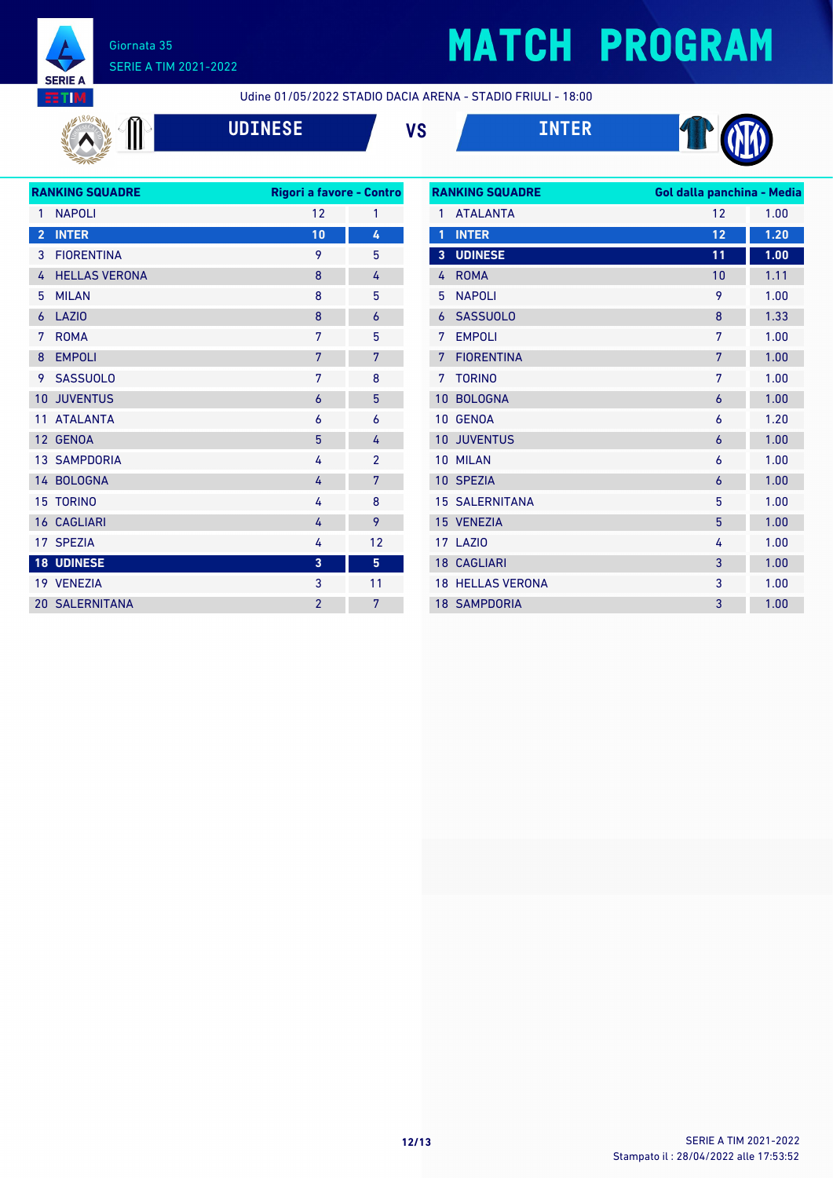# MATCH PROGRAM

Giornata 35
SERIE A TIM 2021-2022

Udine 01/05/2022 STADIO DACIA ARENA - STADIO FRIULI - 18:00

**UDINESE** VS **INTER**

| RANKING SQUADRE | | Rigori a favore | Contro |
|---|---|---|---|
| 1 | NAPOLI | 12 | 1 |
| 2 | INTER | 10 | 4 |
| 3 | FIORENTINA | 9 | 5 |
| 4 | HELLAS VERONA | 8 | 4 |
| 5 | MILAN | 8 | 5 |
| 6 | LAZIO | 8 | 6 |
| 7 | ROMA | 7 | 5 |
| 8 | EMPOLI | 7 | 7 |
| 9 | SASSUOLO | 7 | 8 |
| 10 | JUVENTUS | 6 | 5 |
| 11 | ATALANTA | 6 | 6 |
| 12 | GENOA | 5 | 4 |
| 13 | SAMPDORIA | 4 | 2 |
| 14 | BOLOGNA | 4 | 7 |
| 15 | TORINO | 4 | 8 |
| 16 | CAGLIARI | 4 | 9 |
| 17 | SPEZIA | 4 | 12 |
| 18 | UDINESE | 3 | 5 |
| 19 | VENEZIA | 3 | 11 |
| 20 | SALERNITANA | 2 | 7 |

| RANKING SQUADRE | | Gol dalla panchina | Media |
|---|---|---|---|
| 1 | ATALANTA | 12 | 1.00 |
| 1 | INTER | 12 | 1.20 |
| 3 | UDINESE | 11 | 1.00 |
| 4 | ROMA | 10 | 1.11 |
| 5 | NAPOLI | 9 | 1.00 |
| 6 | SASSUOLO | 8 | 1.33 |
| 7 | EMPOLI | 7 | 1.00 |
| 7 | FIORENTINA | 7 | 1.00 |
| 7 | TORINO | 7 | 1.00 |
| 10 | BOLOGNA | 6 | 1.00 |
| 10 | GENOA | 6 | 1.20 |
| 10 | JUVENTUS | 6 | 1.00 |
| 10 | MILAN | 6 | 1.00 |
| 10 | SPEZIA | 6 | 1.00 |
| 15 | SALERNITANA | 5 | 1.00 |
| 15 | VENEZIA | 5 | 1.00 |
| 17 | LAZIO | 4 | 1.00 |
| 18 | CAGLIARI | 3 | 1.00 |
| 18 | HELLAS VERONA | 3 | 1.00 |
| 18 | SAMPDORIA | 3 | 1.00 |

Stampato il : 28/04/2022 alle 17:53:52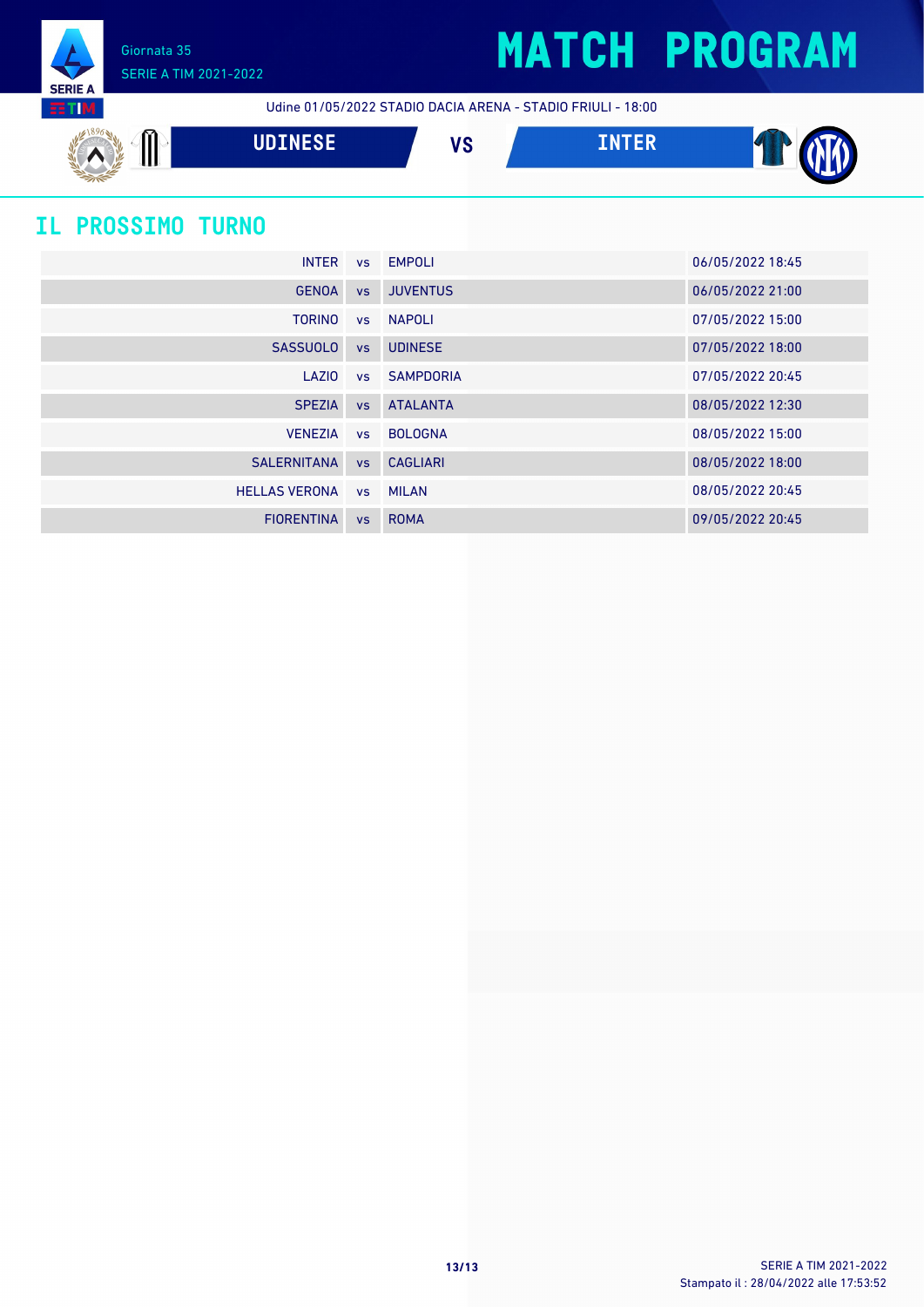Giornata 35
SERIE A TIM 2021-2022

# MATCH PROGRAM

Udine 01/05/2022 STADIO DACIA ARENA - STADIO FRIULI - 18:00

UDINESE VS INTER

## IL PROSSIMO TURNO

| | | | |
|---|---|---|---|
| INTER | vs | EMPOLI | 06/05/2022 18:45 |
| GENOA | vs | JUVENTUS | 06/05/2022 21:00 |
| TORINO | vs | NAPOLI | 07/05/2022 15:00 |
| SASSUOLO | vs | UDINESE | 07/05/2022 18:00 |
| LAZIO | vs | SAMPDORIA | 07/05/2022 20:45 |
| SPEZIA | vs | ATALANTA | 08/05/2022 12:30 |
| VENEZIA | vs | BOLOGNA | 08/05/2022 15:00 |
| SALERNITANA | vs | CAGLIARI | 08/05/2022 18:00 |
| HELLAS VERONA | vs | MILAN | 08/05/2022 20:45 |
| FIORENTINA | vs | ROMA | 09/05/2022 20:45 |

Stampato il : 28/04/2022 alle 17:53:52